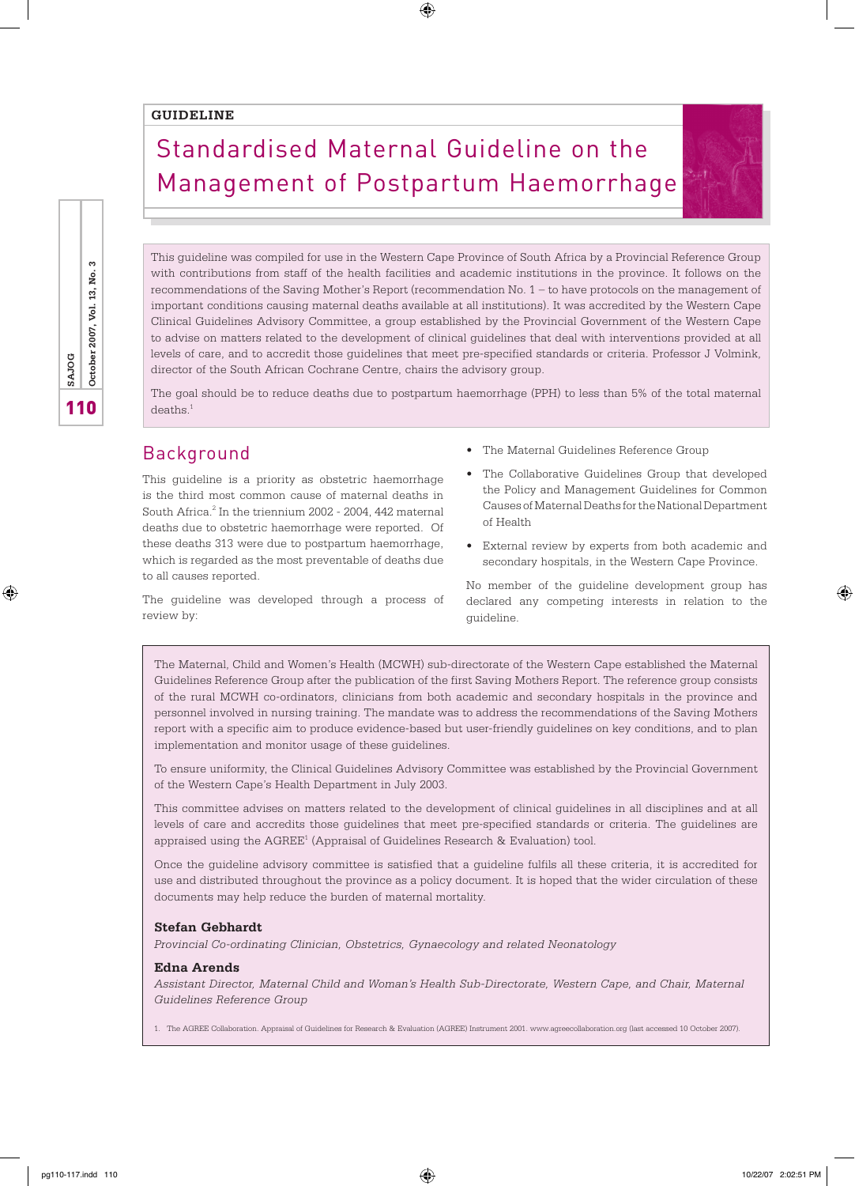GUIDELINE

# Standardised Maternal Guideline on the Management of Postpartum Haemorrhage

This guideline was compiled for use in the Western Cape Province of South Africa by a Provincial Reference Group with contributions from staff of the health facilities and academic institutions in the province. It follows on the recommendations of the Saving Mother's Report (recommendation No. 1 – to have protocols on the management of important conditions causing maternal deaths available at all institutions). It was accredited by the Western Cape Clinical Guidelines Advisory Committee, a group established by the Provincial Government of the Western Cape to advise on matters related to the development of clinical guidelines that deal with interventions provided at all levels of care, and to accredit those guidelines that meet pre-specified standards or criteria. Professor J Volmink, director of the South African Cochrane Centre, chairs the advisory group.

The goal should be to reduce deaths due to postpartum haemorrhage (PPH) to less than 5% of the total maternal deaths.[1]

## Background

This guideline is a priority as obstetric haemorrhage is the third most common cause of maternal deaths in South Africa.[2] In the triennium 2002 - 2004, 442 maternal deaths due to obstetric haemorrhage were reported. Of these deaths 313 were due to postpartum haemorrhage, which is regarded as the most preventable of deaths due to all causes reported.

The guideline was developed through a process of review by:

- The Maternal Guidelines Reference Group
- The Collaborative Guidelines Group that developed the Policy and Management Guidelines for Common Causes of Maternal Deaths for the National Department of Health
- External review by experts from both academic and secondary hospitals, in the Western Cape Province.

No member of the guideline development group has declared any competing interests in relation to the guideline.

The Maternal, Child and Women's Health (MCWH) sub-directorate of the Western Cape established the Maternal Guidelines Reference Group after the publication of the first Saving Mothers Report. The reference group consists of the rural MCWH co-ordinators, clinicians from both academic and secondary hospitals in the province and personnel involved in nursing training. The mandate was to address the recommendations of the Saving Mothers report with a specific aim to produce evidence-based but user-friendly guidelines on key conditions, and to plan implementation and monitor usage of these guidelines.

To ensure uniformity, the Clinical Guidelines Advisory Committee was established by the Provincial Government of the Western Cape's Health Department in July 2003.

This committee advises on matters related to the development of clinical guidelines in all disciplines and at all levels of care and accredits those guidelines that meet pre-specified standards or criteria. The guidelines are appraised using the AGREE[1] (Appraisal of Guidelines Research & Evaluation) tool.

Once the guideline advisory committee is satisfied that a guideline fulfils all these criteria, it is accredited for use and distributed throughout the province as a policy document. It is hoped that the wider circulation of these documents may help reduce the burden of maternal mortality.

**Stefan Gebhardt**
*Provincial Co-ordinating Clinician, Obstetrics, Gynaecology and related Neonatology*

**Edna Arends**
*Assistant Director, Maternal Child and Woman's Health Sub-Directorate, Western Cape, and Chair, Maternal Guidelines Reference Group*

1. The AGREE Collaboration. Appraisal of Guidelines for Research & Evaluation (AGREE) Instrument 2001. www.agreecollaboration.org (last accessed 10 October 2007).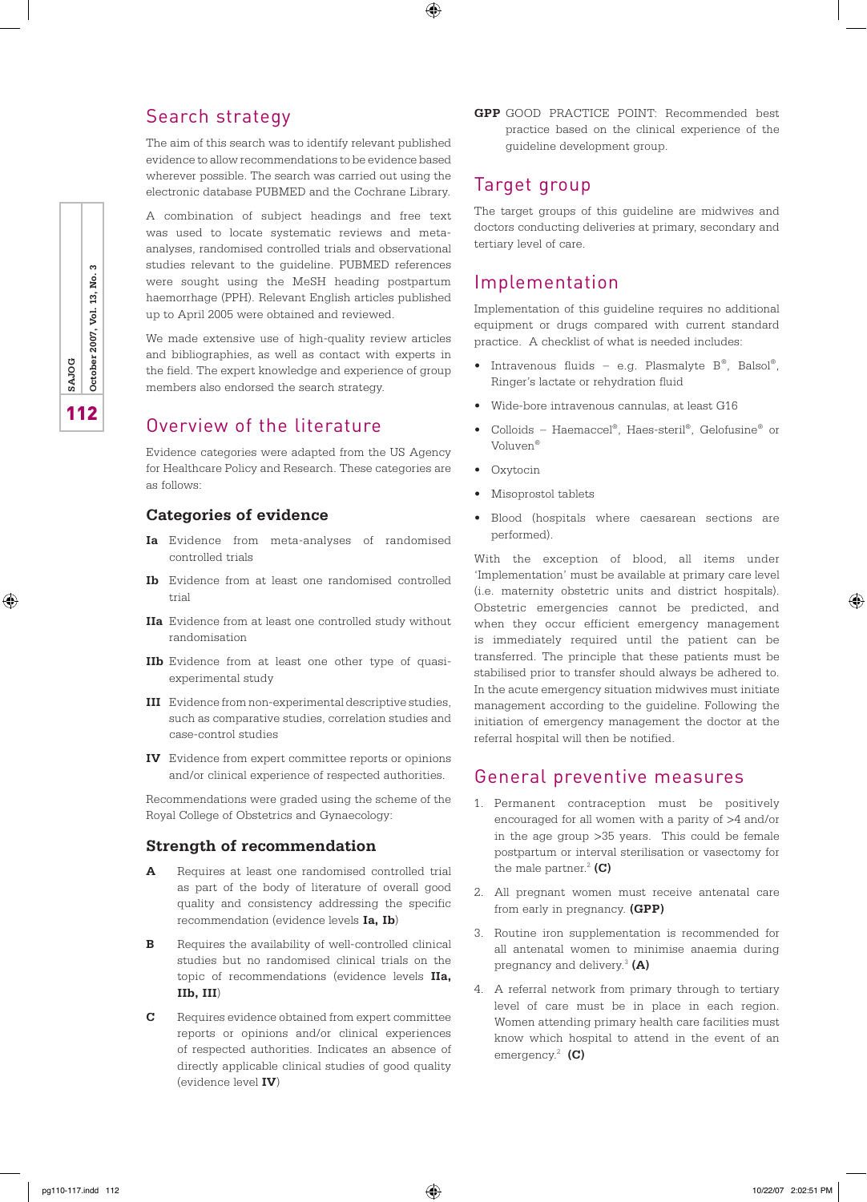## Search strategy

The aim of this search was to identify relevant published evidence to allow recommendations to be evidence based wherever possible. The search was carried out using the electronic database PUBMED and the Cochrane Library.

A combination of subject headings and free text was used to locate systematic reviews and meta-analyses, randomised controlled trials and observational studies relevant to the guideline. PUBMED references were sought using the MeSH heading postpartum haemorrhage (PPH). Relevant English articles published up to April 2005 were obtained and reviewed.

We made extensive use of high-quality review articles and bibliographies, as well as contact with experts in the field. The expert knowledge and experience of group members also endorsed the search strategy.

## Overview of the literature

Evidence categories were adapted from the US Agency for Healthcare Policy and Research. These categories are as follows:

### Categories of evidence

**Ia** Evidence from meta-analyses of randomised controlled trials

**Ib** Evidence from at least one randomised controlled trial

**IIa** Evidence from at least one controlled study without randomisation

**IIb** Evidence from at least one other type of quasi-experimental study

**III** Evidence from non-experimental descriptive studies, such as comparative studies, correlation studies and case-control studies

**IV** Evidence from expert committee reports or opinions and/or clinical experience of respected authorities.

Recommendations were graded using the scheme of the Royal College of Obstetrics and Gynaecology:

### Strength of recommendation

**A** Requires at least one randomised controlled trial as part of the body of literature of overall good quality and consistency addressing the specific recommendation (evidence levels **Ia, Ib**)

**B** Requires the availability of well-controlled clinical studies but no randomised clinical trials on the topic of recommendations (evidence levels **IIa, IIb, III**)

**C** Requires evidence obtained from expert committee reports or opinions and/or clinical experiences of respected authorities. Indicates an absence of directly applicable clinical studies of good quality (evidence level **IV**)

**GPP** GOOD PRACTICE POINT: Recommended best practice based on the clinical experience of the guideline development group.

## Target group

The target groups of this guideline are midwives and doctors conducting deliveries at primary, secondary and tertiary level of care.

## Implementation

Implementation of this guideline requires no additional equipment or drugs compared with current standard practice. A checklist of what is needed includes:

- Intravenous fluids – e.g. Plasmalyte B®, Balsol®, Ringer's lactate or rehydration fluid
- Wide-bore intravenous cannulas, at least G16
- Colloids – Haemaccel®, Haes-steril®, Gelofusine® or Voluven®
- Oxytocin
- Misoprostol tablets
- Blood (hospitals where caesarean sections are performed).

With the exception of blood, all items under 'Implementation' must be available at primary care level (i.e. maternity obstetric units and district hospitals). Obstetric emergencies cannot be predicted, and when they occur efficient emergency management is immediately required until the patient can be transferred. The principle that these patients must be stabilised prior to transfer should always be adhered to. In the acute emergency situation midwives must initiate management according to the guideline. Following the initiation of emergency management the doctor at the referral hospital will then be notified.

## General preventive measures

1. Permanent contraception must be positively encouraged for all women with a parity of >4 and/or in the age group >35 years. This could be female postpartum or interval sterilisation or vasectomy for the male partner.[2] **(C)**
2. All pregnant women must receive antenatal care from early in pregnancy. **(GPP)**
3. Routine iron supplementation is recommended for all antenatal women to minimise anaemia during pregnancy and delivery.[3] **(A)**
4. A referral network from primary through to tertiary level of care must be in place in each region. Women attending primary health care facilities must know which hospital to attend in the event of an emergency.[2] **(C)**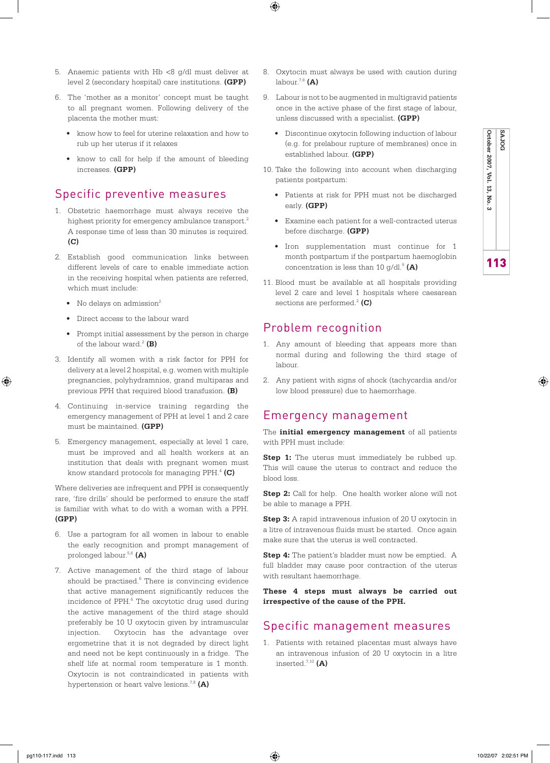5. Anaemic patients with Hb <8 g/dl must deliver at level 2 (secondary hospital) care institutions. **(GPP)**

6. The 'mother as a monitor' concept must be taught to all pregnant women. Following delivery of the placenta the mother must:
   - know how to feel for uterine relaxation and how to rub up her uterus if it relaxes
   - know to call for help if the amount of bleeding increases. **(GPP)**

## Specific preventive measures

1. Obstetric haemorrhage must always receive the highest priority for emergency ambulance transport.[2] A response time of less than 30 minutes is required. **(C)**

2. Establish good communication links between different levels of care to enable immediate action in the receiving hospital when patients are referred, which must include:
   - No delays on admission[2]
   - Direct access to the labour ward
   - Prompt initial assessment by the person in charge of the labour ward.[2] **(B)**

3. Identify all women with a risk factor for PPH for delivery at a level 2 hospital, e.g. women with multiple pregnancies, polyhydramnios, grand multiparas and previous PPH that required blood transfusion. **(B)**

4. Continuing in-service training regarding the emergency management of PPH at level 1 and 2 care must be maintained. **(GPP)**

5. Emergency management, especially at level 1 care, must be improved and all health workers at an institution that deals with pregnant women must know standard protocols for managing PPH.[4] **(C)**

Where deliveries are infrequent and PPH is consequently rare, 'fire drills' should be performed to ensure the staff is familiar with what to do with a woman with a PPH. **(GPP)**

6. Use a partogram for all women in labour to enable the early recognition and prompt management of prolonged labour.[5,6] **(A)**

7. Active management of the third stage of labour should be practised.[6] There is convincing evidence that active management significantly reduces the incidence of PPH.[6] The oxytocic drug used during the active management of the third stage should preferably be 10 U oxytocin given by intramuscular injection. Oxytocin has the advantage over ergometrine that it is not degraded by direct light and need not be kept continuously in a fridge. The shelf life at normal room temperature is 1 month. Oxytocin is not contraindicated in patients with hypertension or heart valve lesions.[7,8] **(A)**

8. Oxytocin must always be used with caution during labour.[7,8] **(A)**

9. Labour is not to be augmented in multigravid patients once in the active phase of the first stage of labour, unless discussed with a specialist. **(GPP)**
   - Discontinue oxytocin following induction of labour (e.g. for prelabour rupture of membranes) once in established labour. **(GPP)**

10. Take the following into account when discharging patients postpartum:
    - Patients at risk for PPH must not be discharged early. **(GPP)**
    - Examine each patient for a well-contracted uterus before discharge. **(GPP)**
    - Iron supplementation must continue for 1 month postpartum if the postpartum haemoglobin concentration is less than 10 g/dl.[9] **(A)**

11. Blood must be available at all hospitals providing level 2 care and level 1 hospitals where caesarean sections are performed.[2] **(C)**

## Problem recognition

1. Any amount of bleeding that appears more than normal during and following the third stage of labour.

2. Any patient with signs of shock (tachycardia and/or low blood pressure) due to haemorrhage.

## Emergency management

The **initial emergency management** of all patients with PPH must include:

**Step 1:** The uterus must immediately be rubbed up. This will cause the uterus to contract and reduce the blood loss.

**Step 2:** Call for help. One health worker alone will not be able to manage a PPH.

**Step 3:** A rapid intravenous infusion of 20 U oxytocin in a litre of intravenous fluids must be started. Once again make sure that the uterus is well contracted.

**Step 4:** The patient's bladder must now be emptied. A full bladder may cause poor contraction of the uterus with resultant haemorrhage.

**These 4 steps must always be carried out irrespective of the cause of the PPH.**

## Specific management measures

1. Patients with retained placentas must always have an intravenous infusion of 20 U oxytocin in a litre inserted.[7,10] **(A)**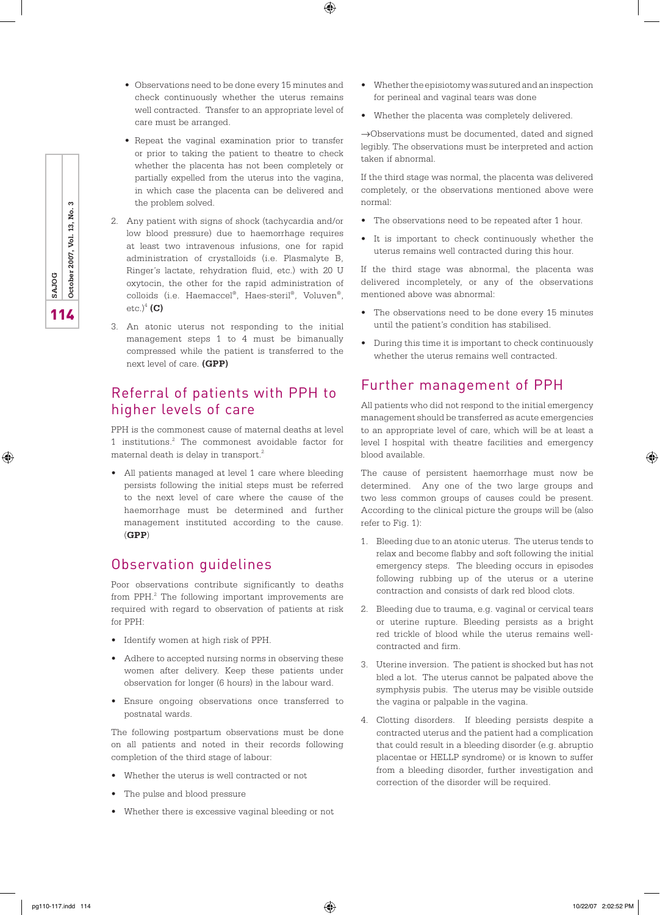- Observations need to be done every 15 minutes and check continuously whether the uterus remains well contracted. Transfer to an appropriate level of care must be arranged.

- Repeat the vaginal examination prior to transfer or prior to taking the patient to theatre to check whether the placenta has not been completely or partially expelled from the uterus into the vagina, in which case the placenta can be delivered and the problem solved.

2. Any patient with signs of shock (tachycardia and/or low blood pressure) due to haemorrhage requires at least two intravenous infusions, one for rapid administration of crystalloids (i.e. Plasmalyte B, Ringer's lactate, rehydration fluid, etc.) with 20 U oxytocin, the other for the rapid administration of colloids (i.e. Haemaccel®, Haes-steril®, Voluven®, etc.)[4] **(C)**

3. An atonic uterus not responding to the initial management steps 1 to 4 must be bimanually compressed while the patient is transferred to the next level of care. **(GPP)**

## Referral of patients with PPH to higher levels of care

PPH is the commonest cause of maternal deaths at level 1 institutions.[2] The commonest avoidable factor for maternal death is delay in transport.[2]

- All patients managed at level 1 care where bleeding persists following the initial steps must be referred to the next level of care where the cause of the haemorrhage must be determined and further management instituted according to the cause. (**GPP**)

## Observation guidelines

Poor observations contribute significantly to deaths from PPH.[2] The following important improvements are required with regard to observation of patients at risk for PPH:

- Identify women at high risk of PPH.
- Adhere to accepted nursing norms in observing these women after delivery. Keep these patients under observation for longer (6 hours) in the labour ward.
- Ensure ongoing observations once transferred to postnatal wards.

The following postpartum observations must be done on all patients and noted in their records following completion of the third stage of labour:

- Whether the uterus is well contracted or not
- The pulse and blood pressure
- Whether there is excessive vaginal bleeding or not
- Whether the episiotomy was sutured and an inspection for perineal and vaginal tears was done
- Whether the placenta was completely delivered.

→Observations must be documented, dated and signed legibly. The observations must be interpreted and action taken if abnormal.

If the third stage was normal, the placenta was delivered completely, or the observations mentioned above were normal:

- The observations need to be repeated after 1 hour.
- It is important to check continuously whether the uterus remains well contracted during this hour.

If the third stage was abnormal, the placenta was delivered incompletely, or any of the observations mentioned above was abnormal:

- The observations need to be done every 15 minutes until the patient's condition has stabilised.
- During this time it is important to check continuously whether the uterus remains well contracted.

## Further management of PPH

All patients who did not respond to the initial emergency management should be transferred as acute emergencies to an appropriate level of care, which will be at least a level I hospital with theatre facilities and emergency blood available.

The cause of persistent haemorrhage must now be determined. Any one of the two large groups and two less common groups of causes could be present. According to the clinical picture the groups will be (also refer to Fig. 1):

1. Bleeding due to an atonic uterus. The uterus tends to relax and become flabby and soft following the initial emergency steps. The bleeding occurs in episodes following rubbing up of the uterus or a uterine contraction and consists of dark red blood clots.

2. Bleeding due to trauma, e.g. vaginal or cervical tears or uterine rupture. Bleeding persists as a bright red trickle of blood while the uterus remains well-contracted and firm.

3. Uterine inversion. The patient is shocked but has not bled a lot. The uterus cannot be palpated above the symphysis pubis. The uterus may be visible outside the vagina or palpable in the vagina.

4. Clotting disorders. If bleeding persists despite a contracted uterus and the patient had a complication that could result in a bleeding disorder (e.g. abruptio placentae or HELLP syndrome) or is known to suffer from a bleeding disorder, further investigation and correction of the disorder will be required.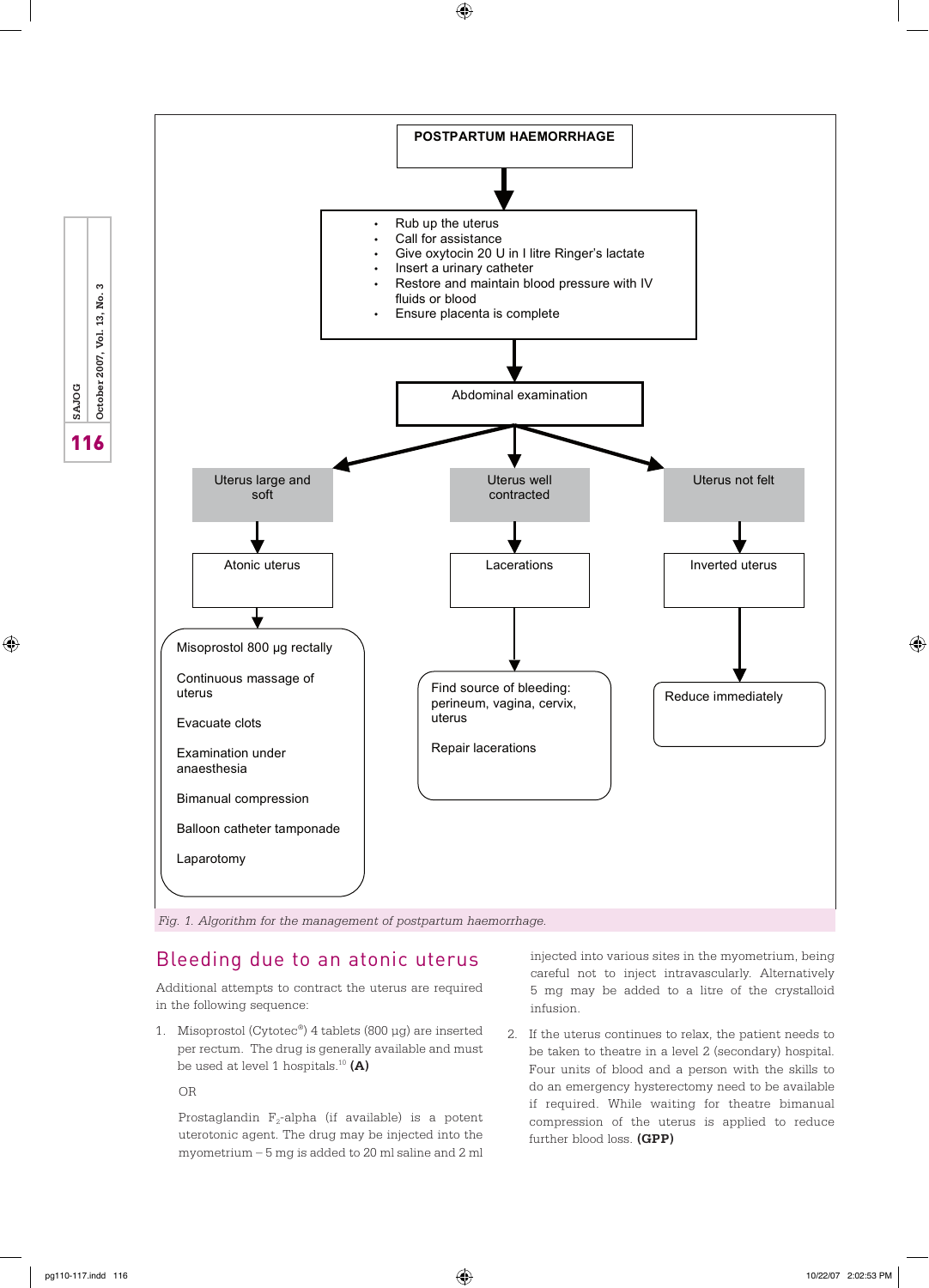**POSTPARTUM HAEMORRHAGE**

↓

- Rub up the uterus
- Call for assistance
- Give oxytocin 20 U in l litre Ringer's lactate
- Insert a urinary catheter
- Restore and maintain blood pressure with IV fluids or blood
- Ensure placenta is complete

↓

Abdominal examination

| Uterus large and soft | Uterus well contracted | Uterus not felt |
|---|---|---|
| ↓ | ↓ | ↓ |
| Atonic uterus | Lacerations | Inverted uterus |
| ↓ | ↓ | ↓ |
| Misoprostol 800 µg rectally<br><br>Continuous massage of uterus<br><br>Evacuate clots<br><br>Examination under anaesthesia<br><br>Bimanual compression<br><br>Balloon catheter tamponade<br><br>Laparotomy | Find source of bleeding: perineum, vagina, cervix, uterus<br><br>Repair lacerations | Reduce immediately |

*Fig. 1. Algorithm for the management of postpartum haemorrhage.*

## Bleeding due to an atonic uterus

Additional attempts to contract the uterus are required in the following sequence:

1. Misoprostol (Cytotec®) 4 tablets (800 µg) are inserted per rectum. The drug is generally available and must be used at level 1 hospitals.[10] **(A)**

   OR

   Prostaglandin $F_2$-alpha (if available) is a potent uterotonic agent. The drug may be injected into the myometrium – 5 mg is added to 20 ml saline and 2 ml injected into various sites in the myometrium, being careful not to inject intravascularly. Alternatively 5 mg may be added to a litre of the crystalloid infusion.

2. If the uterus continues to relax, the patient needs to be taken to theatre in a level 2 (secondary) hospital. Four units of blood and a person with the skills to do an emergency hysterectomy need to be available if required. While waiting for theatre bimanual compression of the uterus is applied to reduce further blood loss. **(GPP)**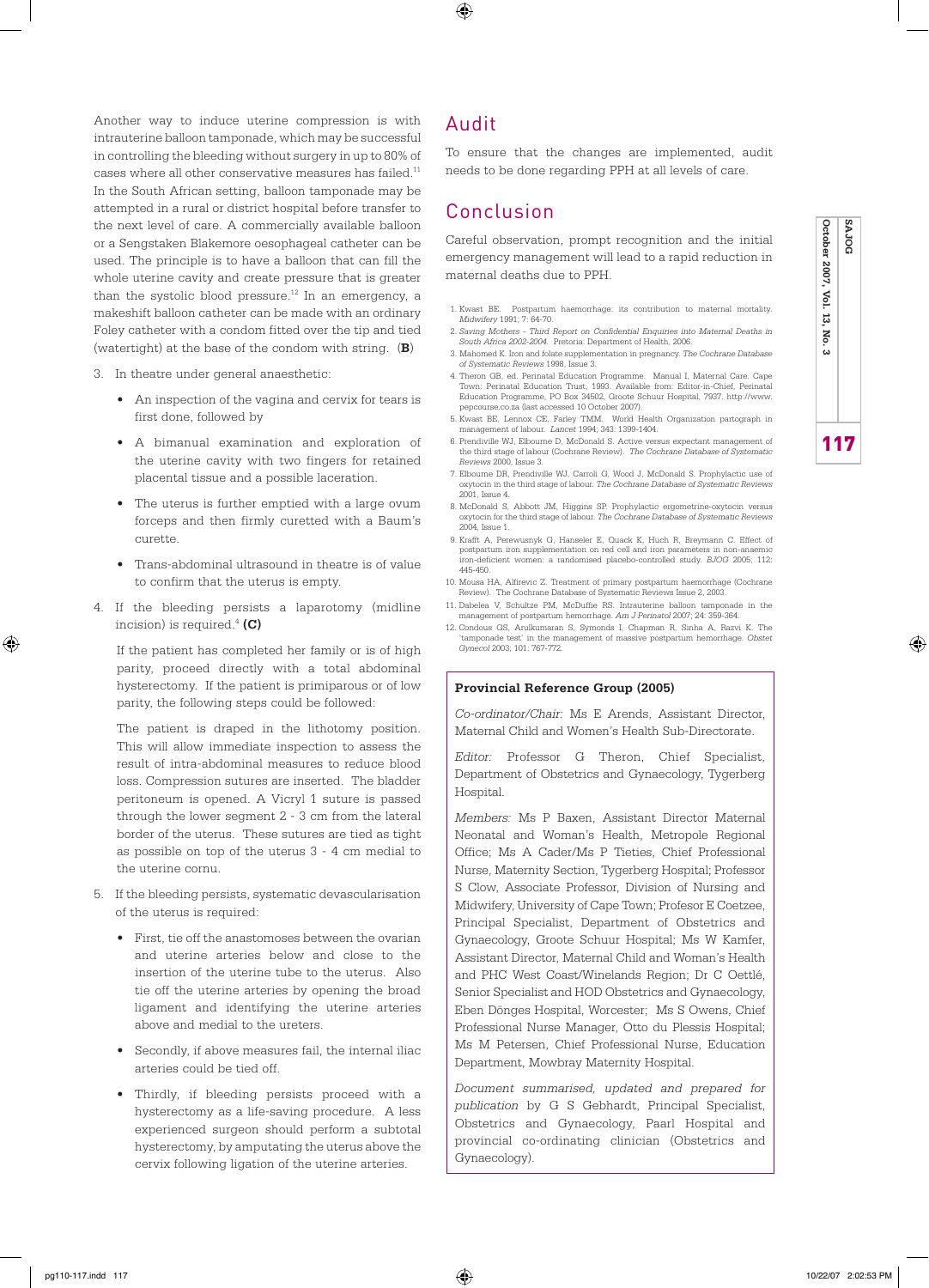Another way to induce uterine compression is with intrauterine balloon tamponade, which may be successful in controlling the bleeding without surgery in up to 80% of cases where all other conservative measures has failed.[11] In the South African setting, balloon tamponade may be attempted in a rural or district hospital before transfer to the next level of care. A commercially available balloon or a Sengstaken Blakemore oesophageal catheter can be used. The principle is to have a balloon that can fill the whole uterine cavity and create pressure that is greater than the systolic blood pressure.[12] In an emergency, a makeshift balloon catheter can be made with an ordinary Foley catheter with a condom fitted over the tip and tied (watertight) at the base of the condom with string. (**B**)

3. In theatre under general anaesthetic:
   - An inspection of the vagina and cervix for tears is first done, followed by
   - A bimanual examination and exploration of the uterine cavity with two fingers for retained placental tissue and a possible laceration.
   - The uterus is further emptied with a large ovum forceps and then firmly curetted with a Baum's curette.
   - Trans-abdominal ultrasound in theatre is of value to confirm that the uterus is empty.

4. If the bleeding persists a laparotomy (midline incision) is required.[4] **(C)**

   If the patient has completed her family or is of high parity, proceed directly with a total abdominal hysterectomy. If the patient is primiparous or of low parity, the following steps could be followed:

   The patient is draped in the lithotomy position. This will allow immediate inspection to assess the result of intra-abdominal measures to reduce blood loss. Compression sutures are inserted. The bladder peritoneum is opened. A Vicryl 1 suture is passed through the lower segment 2 - 3 cm from the lateral border of the uterus. These sutures are tied as tight as possible on top of the uterus 3 - 4 cm medial to the uterine cornu.

5. If the bleeding persists, systematic devascularisation of the uterus is required:
   - First, tie off the anastomoses between the ovarian and uterine arteries below and close to the insertion of the uterine tube to the uterus. Also tie off the uterine arteries by opening the broad ligament and identifying the uterine arteries above and medial to the ureters.
   - Secondly, if above measures fail, the internal iliac arteries could be tied off.
   - Thirdly, if bleeding persists proceed with a hysterectomy as a life-saving procedure. A less experienced surgeon should perform a subtotal hysterectomy, by amputating the uterus above the cervix following ligation of the uterine arteries.

## Audit

To ensure that the changes are implemented, audit needs to be done regarding PPH at all levels of care.

## Conclusion

Careful observation, prompt recognition and the initial emergency management will lead to a rapid reduction in maternal deaths due to PPH.

1. Kwast BE. Postpartum haemorrhage: its contribution to maternal mortality. *Midwifery* 1991; 7: 64-70.
2. *Saving Mothers - Third Report on Confidential Enquiries into Maternal Deaths in South Africa 2002-2004.* Pretoria: Department of Health, 2006.
3. Mahomed K. Iron and folate supplementation in pregnancy. *The Cochrane Database of Systematic Reviews* 1998, Issue 3.
4. Theron GB, ed. Perinatal Education Programme. Manual I, Maternal Care. Cape Town: Perinatal Education Trust, 1993. Available from: Editor-in-Chief, Perinatal Education Programme, PO Box 34502, Groote Schuur Hospital, 7937. http://www.pepcourse.co.za (last accessed 10 October 2007).
5. Kwast BE, Lennox CE, Farley TMM. World Health Organization partograph in management of labour. *Lancet* 1994; 343: 1399-1404.
6. Prendiville WJ, Elbourne D, McDonald S. Active versus expectant management of the third stage of labour (Cochrane Review). *The Cochrane Database of Systematic Reviews* 2000, Issue 3.
7. Elbourne DR, Prendiville WJ, Carroli G, Wood J, McDonald S. Prophylactic use of oxytocin in the third stage of labour. *The Cochrane Database of Systematic Reviews* 2001, Issue 4.
8. McDonald S, Abbott JM, Higgins SP. Prophylactic ergometrine-oxytocin versus oxytocin for the third stage of labour. *The Cochrane Database of Systematic Reviews* 2004, Issue 1.
9. Krafft A, Perewusnyk G, Hanseler E, Quack K, Huch R, Breymann C. Effect of postpartum iron supplementation on red cell and iron parameters in non-anaemic iron-deficient women: a randomised placebo-controlled study. *BJOG* 2005; 112: 445-450.
10. Mousa HA, Alfirevic Z. Treatment of primary postpartum haemorrhage (Cochrane Review). The Cochrane Database of Systematic Reviews Issue 2, 2003.
11. Dabelea V, Schultze PM, McDuffie RS. Intrauterine balloon tamponade in the management of postpartum hemorrhage. *Am J Perinatol* 2007; 24: 359-364.
12. Condous GS, Arulkumaran S, Symonds I, Chapman R, Sinha A, Razvi K. The 'tamponade test' in the management of massive postpartum hemorrhage. *Obstet Gynecol* 2003; 101: 767-772.

**Provincial Reference Group (2005)**

*Co-ordinator/Chair:* Ms E Arends, Assistant Director, Maternal Child and Women's Health Sub-Directorate.

*Editor:* Professor G Theron, Chief Specialist, Department of Obstetrics and Gynaecology, Tygerberg Hospital.

*Members:* Ms P Baxen, Assistant Director Maternal Neonatal and Woman's Health, Metropole Regional Office; Ms A Cader/Ms P Tieties, Chief Professional Nurse, Maternity Section, Tygerberg Hospital; Professor S Clow, Associate Professor, Division of Nursing and Midwifery, University of Cape Town; Profesor E Coetzee, Principal Specialist, Department of Obstetrics and Gynaecology, Groote Schuur Hospital; Ms W Kamfer, Assistant Director, Maternal Child and Woman's Health and PHC West Coast/Winelands Region; Dr C Oettlé, Senior Specialist and HOD Obstetrics and Gynaecology, Eben Dönges Hospital, Worcester; Ms S Owens, Chief Professional Nurse Manager, Otto du Plessis Hospital; Ms M Petersen, Chief Professional Nurse, Education Department, Mowbray Maternity Hospital.

*Document summarised, updated and prepared for publication* by G S Gebhardt, Principal Specialist, Obstetrics and Gynaecology, Paarl Hospital and provincial co-ordinating clinician (Obstetrics and Gynaecology).